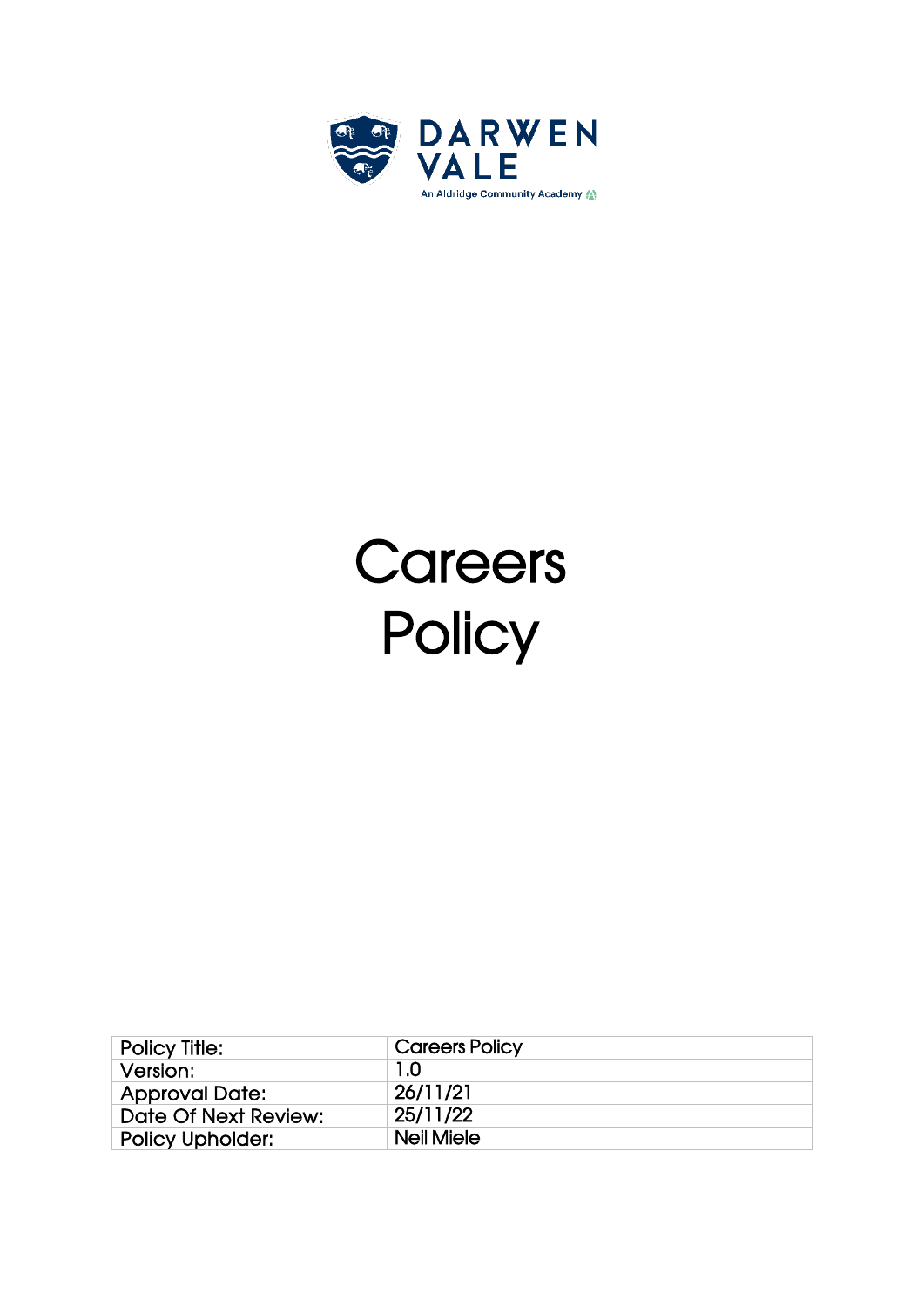DARWEN VALE

An Aldridge Community Academy

# Careers Policy

| | |
|---|---|
| Policy Title: | Careers Policy |
| Version: | 1.0 |
| Approval Date: | 26/11/21 |
| Date Of Next Review: | 25/11/22 |
| Policy Upholder: | Neil Miele |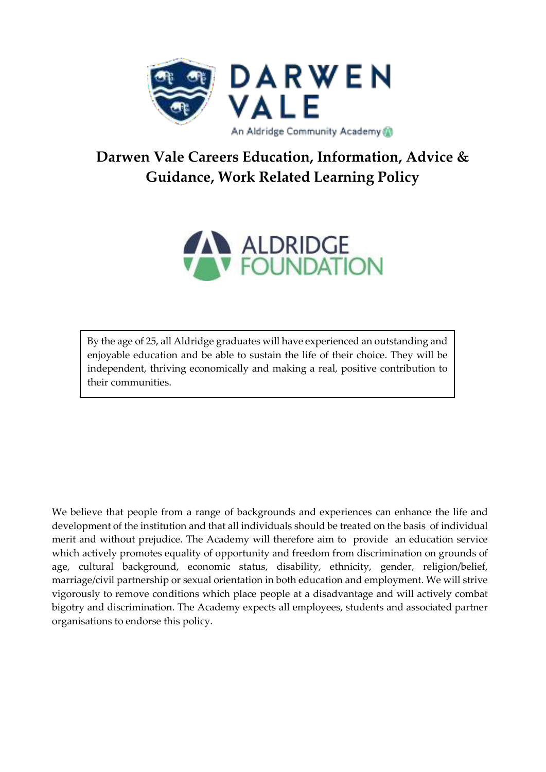# Darwen Vale Careers Education, Information, Advice & Guidance, Work Related Learning Policy

By the age of 25, all Aldridge graduates will have experienced an outstanding and enjoyable education and be able to sustain the life of their choice. They will be independent, thriving economically and making a real, positive contribution to their communities.

We believe that people from a range of backgrounds and experiences can enhance the life and development of the institution and that all individuals should be treated on the basis of individual merit and without prejudice. The Academy will therefore aim to provide an education service which actively promotes equality of opportunity and freedom from discrimination on grounds of age, cultural background, economic status, disability, ethnicity, gender, religion/belief, marriage/civil partnership or sexual orientation in both education and employment. We will strive vigorously to remove conditions which place people at a disadvantage and will actively combat bigotry and discrimination. The Academy expects all employees, students and associated partner organisations to endorse this policy.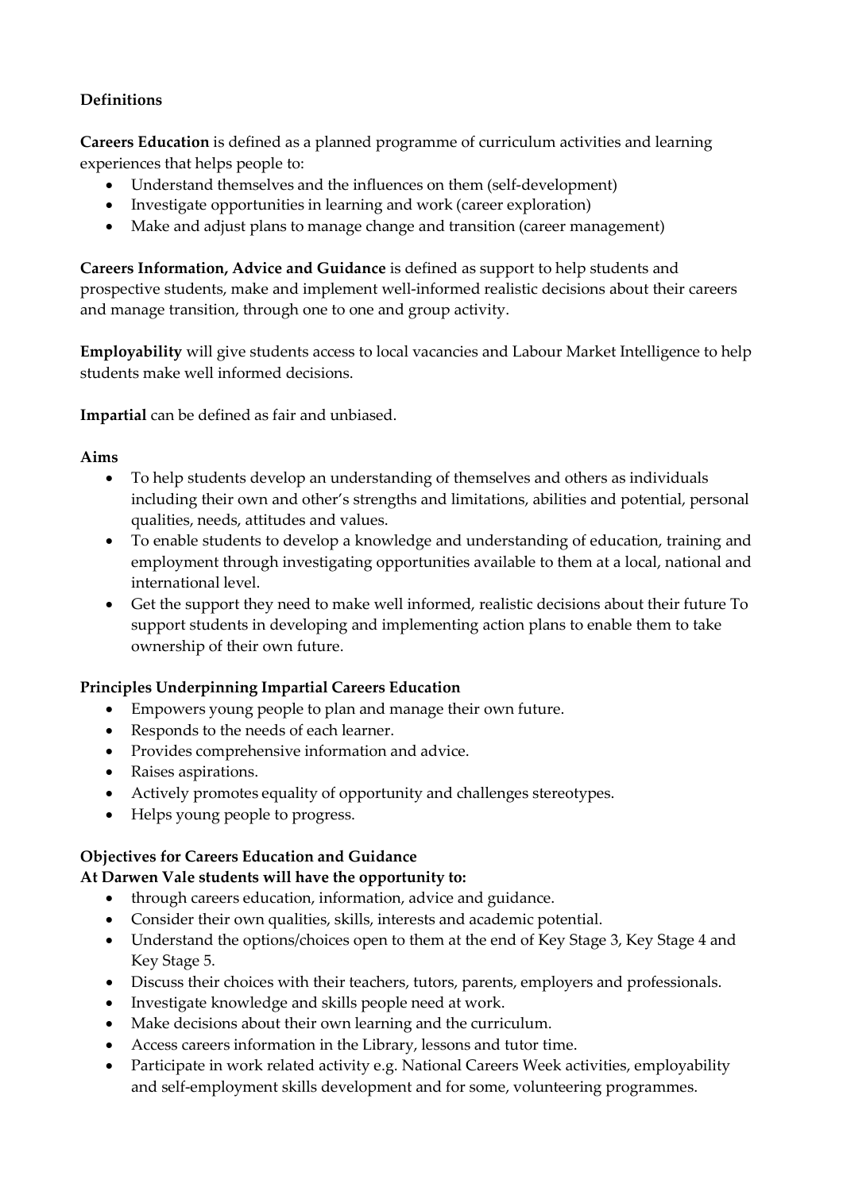**Definitions**

**Careers Education** is defined as a planned programme of curriculum activities and learning experiences that helps people to:

- Understand themselves and the influences on them (self-development)
- Investigate opportunities in learning and work (career exploration)
- Make and adjust plans to manage change and transition (career management)

**Careers Information, Advice and Guidance** is defined as support to help students and prospective students, make and implement well-informed realistic decisions about their careers and manage transition, through one to one and group activity.

**Employability** will give students access to local vacancies and Labour Market Intelligence to help students make well informed decisions.

**Impartial** can be defined as fair and unbiased.

**Aims**

- To help students develop an understanding of themselves and others as individuals including their own and other's strengths and limitations, abilities and potential, personal qualities, needs, attitudes and values.
- To enable students to develop a knowledge and understanding of education, training and employment through investigating opportunities available to them at a local, national and international level.
- Get the support they need to make well informed, realistic decisions about their future To support students in developing and implementing action plans to enable them to take ownership of their own future.

**Principles Underpinning Impartial Careers Education**

- Empowers young people to plan and manage their own future.
- Responds to the needs of each learner.
- Provides comprehensive information and advice.
- Raises aspirations.
- Actively promotes equality of opportunity and challenges stereotypes.
- Helps young people to progress.

**Objectives for Careers Education and Guidance**
**At Darwen Vale students will have the opportunity to:**

- through careers education, information, advice and guidance.
- Consider their own qualities, skills, interests and academic potential.
- Understand the options/choices open to them at the end of Key Stage 3, Key Stage 4 and Key Stage 5.
- Discuss their choices with their teachers, tutors, parents, employers and professionals.
- Investigate knowledge and skills people need at work.
- Make decisions about their own learning and the curriculum.
- Access careers information in the Library, lessons and tutor time.
- Participate in work related activity e.g. National Careers Week activities, employability and self-employment skills development and for some, volunteering programmes.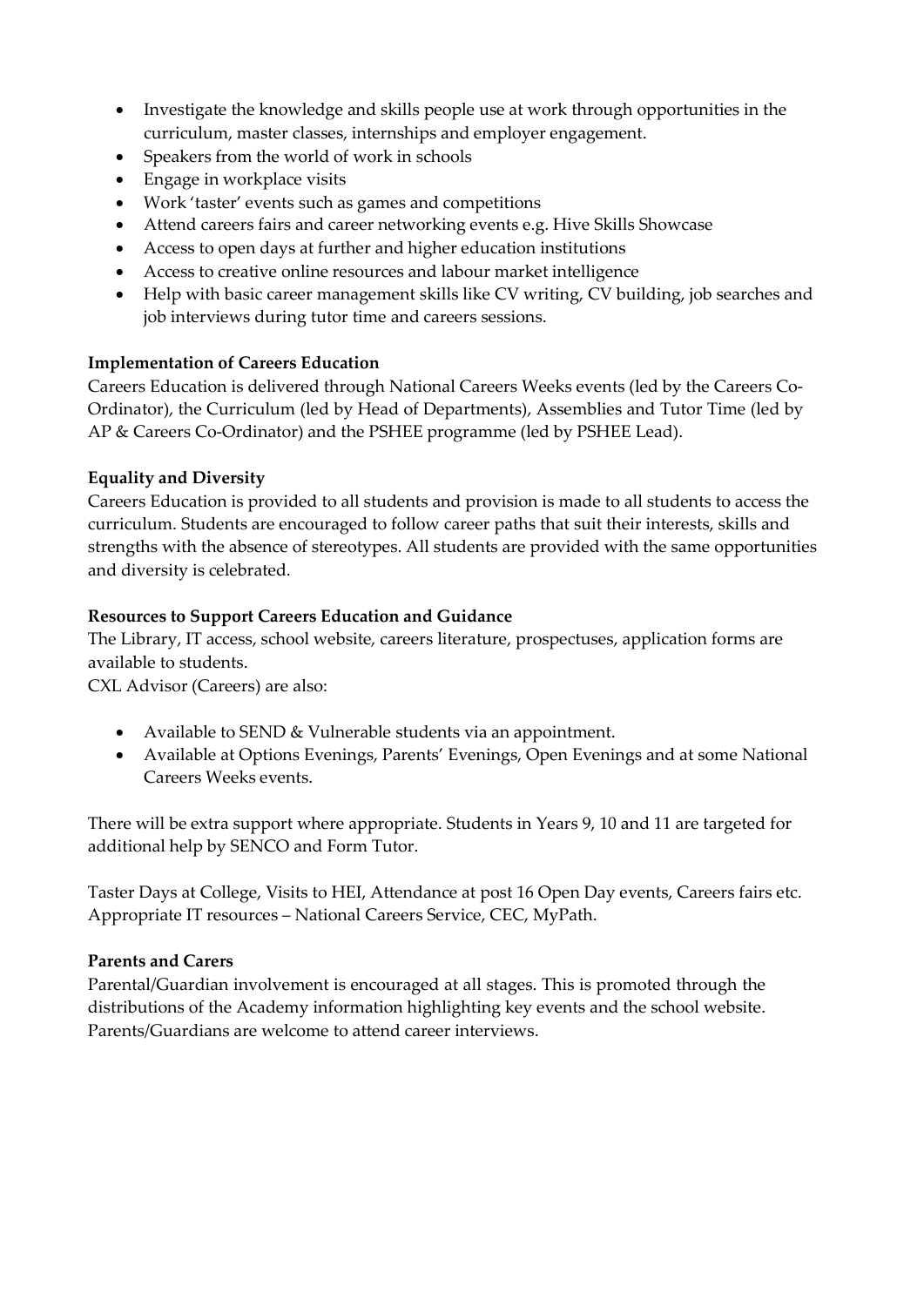- Investigate the knowledge and skills people use at work through opportunities in the curriculum, master classes, internships and employer engagement.
- Speakers from the world of work in schools
- Engage in workplace visits
- Work 'taster' events such as games and competitions
- Attend careers fairs and career networking events e.g. Hive Skills Showcase
- Access to open days at further and higher education institutions
- Access to creative online resources and labour market intelligence
- Help with basic career management skills like CV writing, CV building, job searches and job interviews during tutor time and careers sessions.

**Implementation of Careers Education**

Careers Education is delivered through National Careers Weeks events (led by the Careers Co-Ordinator), the Curriculum (led by Head of Departments), Assemblies and Tutor Time (led by AP & Careers Co-Ordinator) and the PSHEE programme (led by PSHEE Lead).

**Equality and Diversity**

Careers Education is provided to all students and provision is made to all students to access the curriculum. Students are encouraged to follow career paths that suit their interests, skills and strengths with the absence of stereotypes. All students are provided with the same opportunities and diversity is celebrated.

**Resources to Support Careers Education and Guidance**

The Library, IT access, school website, careers literature, prospectuses, application forms are available to students.

CXL Advisor (Careers) are also:

- Available to SEND & Vulnerable students via an appointment.
- Available at Options Evenings, Parents' Evenings, Open Evenings and at some National Careers Weeks events.

There will be extra support where appropriate. Students in Years 9, 10 and 11 are targeted for additional help by SENCO and Form Tutor.

Taster Days at College, Visits to HEI, Attendance at post 16 Open Day events, Careers fairs etc. Appropriate IT resources – National Careers Service, CEC, MyPath.

**Parents and Carers**

Parental/Guardian involvement is encouraged at all stages. This is promoted through the distributions of the Academy information highlighting key events and the school website. Parents/Guardians are welcome to attend career interviews.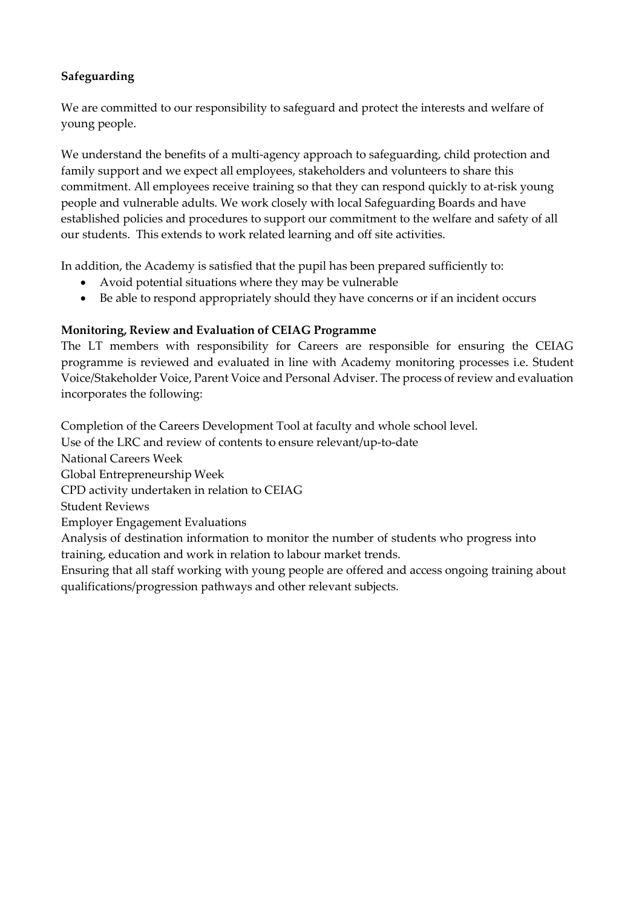**Safeguarding**

We are committed to our responsibility to safeguard and protect the interests and welfare of young people.

We understand the benefits of a multi-agency approach to safeguarding, child protection and family support and we expect all employees, stakeholders and volunteers to share this commitment. All employees receive training so that they can respond quickly to at-risk young people and vulnerable adults. We work closely with local Safeguarding Boards and have established policies and procedures to support our commitment to the welfare and safety of all our students. This extends to work related learning and off site activities.

In addition, the Academy is satisfied that the pupil has been prepared sufficiently to:

- Avoid potential situations where they may be vulnerable
- Be able to respond appropriately should they have concerns or if an incident occurs

**Monitoring, Review and Evaluation of CEIAG Programme**

The LT members with responsibility for Careers are responsible for ensuring the CEIAG programme is reviewed and evaluated in line with Academy monitoring processes i.e. Student Voice/Stakeholder Voice, Parent Voice and Personal Adviser. The process of review and evaluation incorporates the following:

Completion of the Careers Development Tool at faculty and whole school level.
Use of the LRC and review of contents to ensure relevant/up-to-date
National Careers Week
Global Entrepreneurship Week
CPD activity undertaken in relation to CEIAG
Student Reviews
Employer Engagement Evaluations
Analysis of destination information to monitor the number of students who progress into training, education and work in relation to labour market trends.
Ensuring that all staff working with young people are offered and access ongoing training about qualifications/progression pathways and other relevant subjects.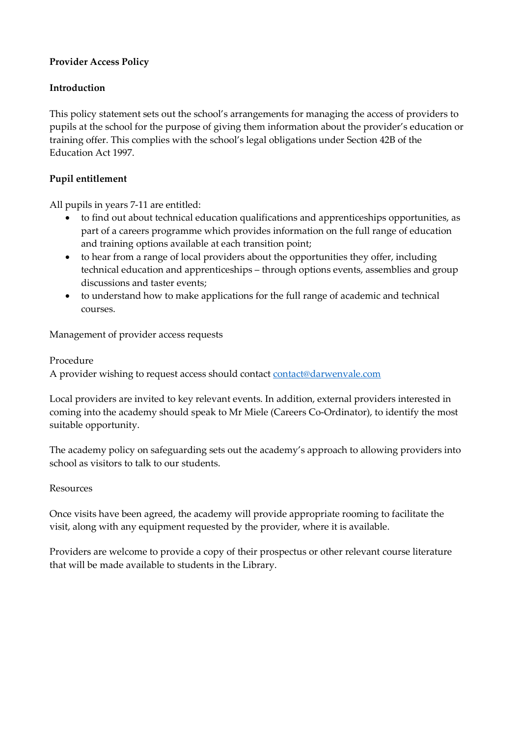**Provider Access Policy**

**Introduction**

This policy statement sets out the school's arrangements for managing the access of providers to pupils at the school for the purpose of giving them information about the provider's education or training offer. This complies with the school's legal obligations under Section 42B of the Education Act 1997.

**Pupil entitlement**

All pupils in years 7-11 are entitled:

- to find out about technical education qualifications and apprenticeships opportunities, as part of a careers programme which provides information on the full range of education and training options available at each transition point;
- to hear from a range of local providers about the opportunities they offer, including technical education and apprenticeships – through options events, assemblies and group discussions and taster events;
- to understand how to make applications for the full range of academic and technical courses.

Management of provider access requests

Procedure

A provider wishing to request access should contact contact@darwenvale.com

Local providers are invited to key relevant events. In addition, external providers interested in coming into the academy should speak to Mr Miele (Careers Co-Ordinator), to identify the most suitable opportunity.

The academy policy on safeguarding sets out the academy's approach to allowing providers into school as visitors to talk to our students.

Resources

Once visits have been agreed, the academy will provide appropriate rooming to facilitate the visit, along with any equipment requested by the provider, where it is available.

Providers are welcome to provide a copy of their prospectus or other relevant course literature that will be made available to students in the Library.